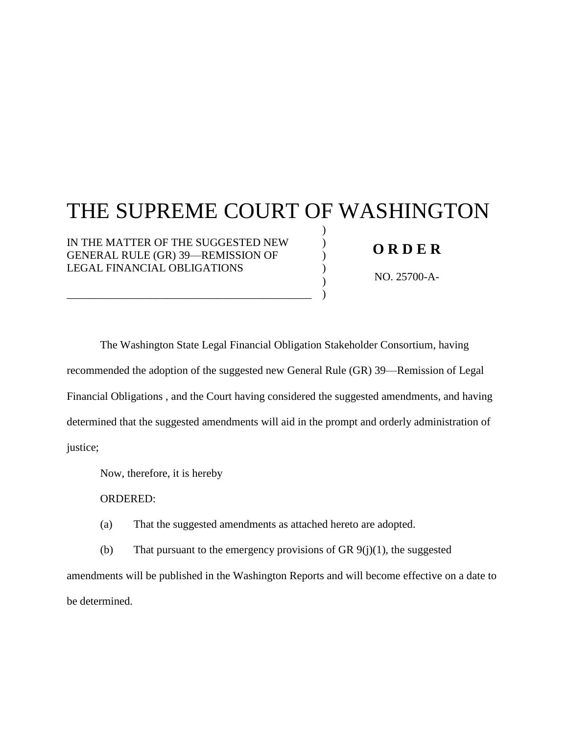# THE SUPREME COURT OF WASHINGTON

IN THE MATTER OF THE SUGGESTED NEW GENERAL RULE (GR) 39—REMISSION OF LEGAL FINANCIAL OBLIGATIONS

**O R D E R**

NO. 25700-A-

The Washington State Legal Financial Obligation Stakeholder Consortium, having recommended the adoption of the suggested new General Rule (GR) 39—Remission of Legal Financial Obligations , and the Court having considered the suggested amendments, and having determined that the suggested amendments will aid in the prompt and orderly administration of justice;

Now, therefore, it is hereby

ORDERED:

(a) That the suggested amendments as attached hereto are adopted.

(b) That pursuant to the emergency provisions of GR 9(j)(1), the suggested amendments will be published in the Washington Reports and will become effective on a date to be determined.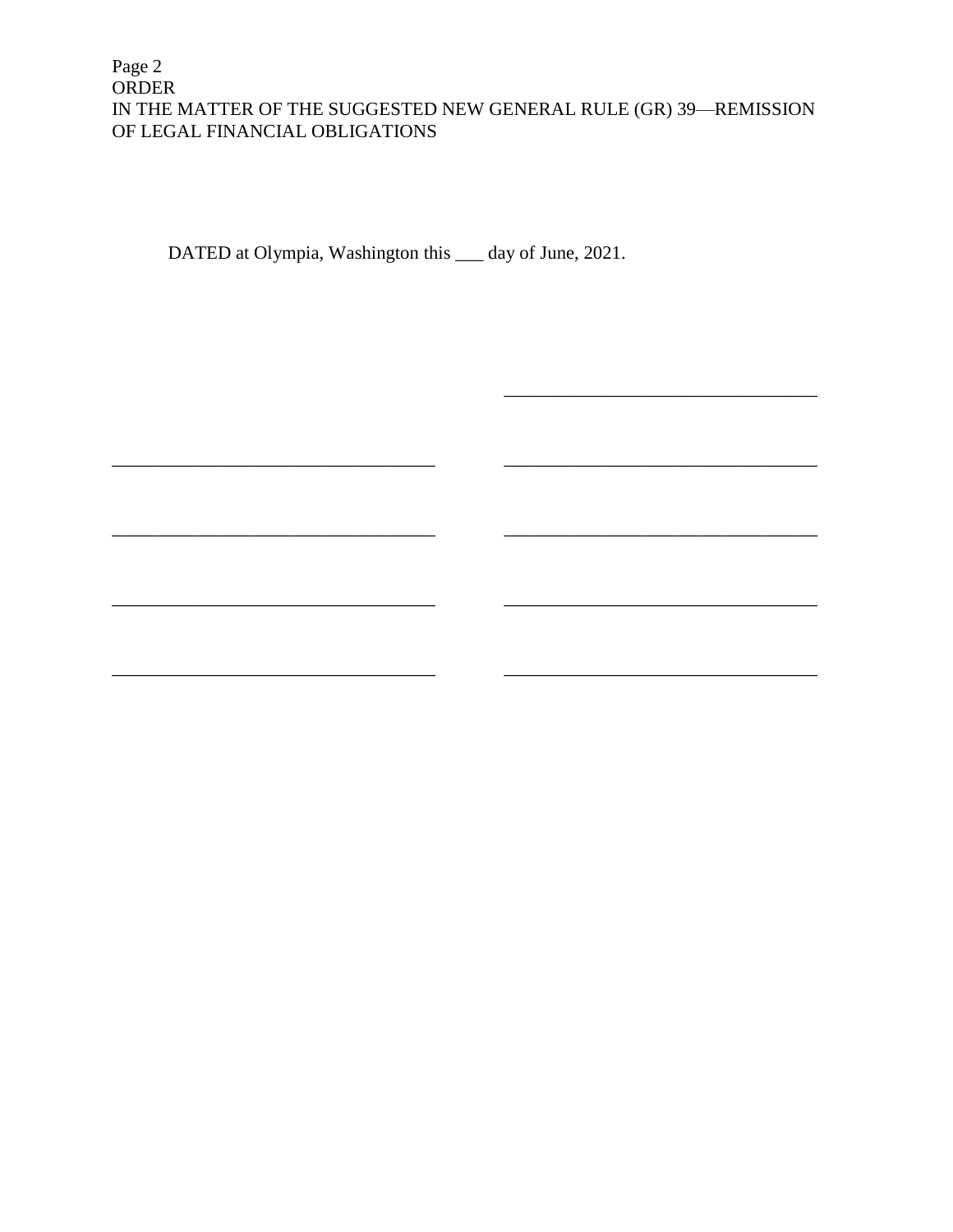DATED at Olympia, Washington this ___ day of June, 2021.

| | |
|---|---|
| | __________________________________ |
| __________________________________ | __________________________________ |
| __________________________________ | __________________________________ |
| __________________________________ | __________________________________ |
| __________________________________ | __________________________________ |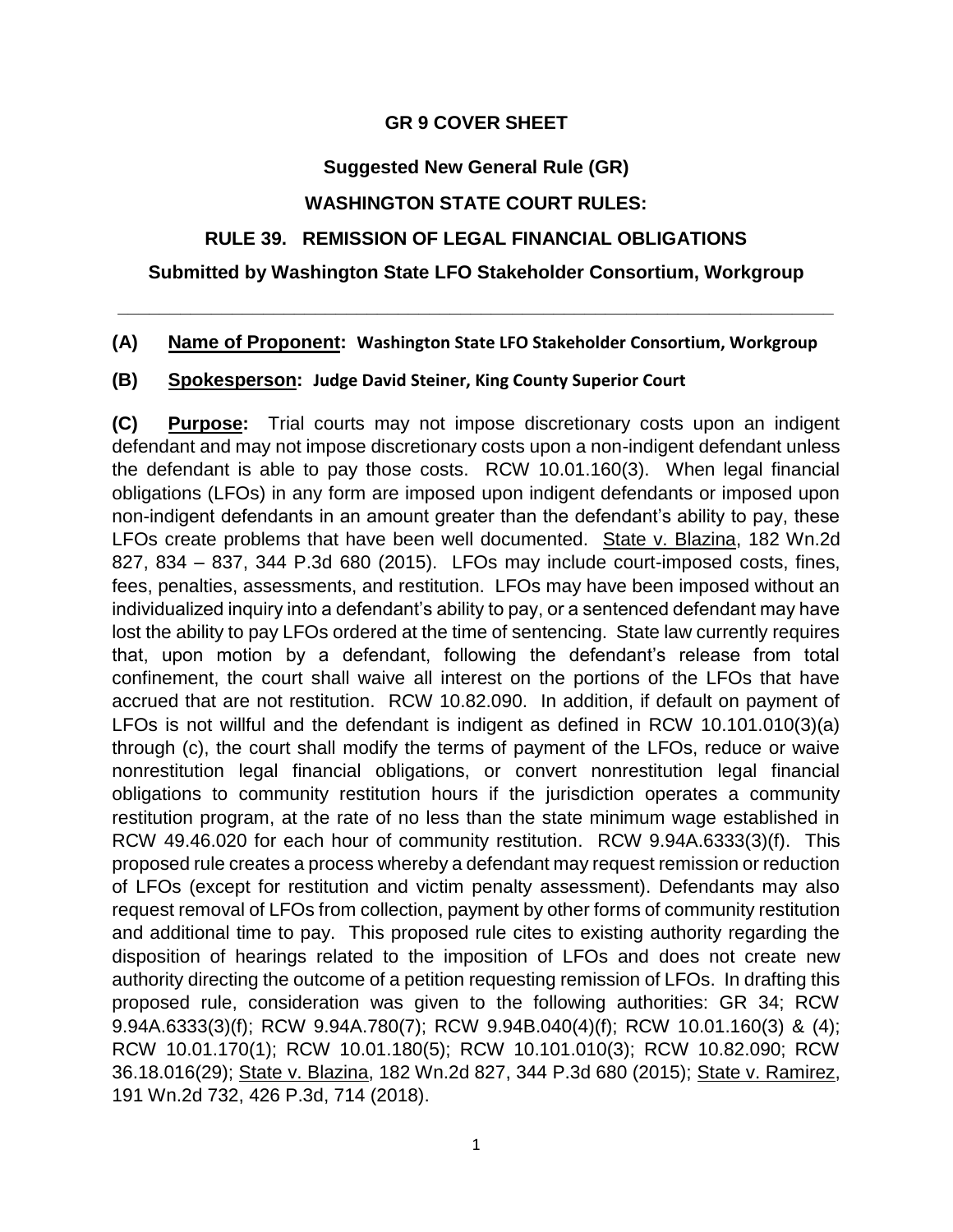**GR 9 COVER SHEET**

**Suggested New General Rule (GR)**

**WASHINGTON STATE COURT RULES:**

**RULE 39. REMISSION OF LEGAL FINANCIAL OBLIGATIONS**

**Submitted by Washington State LFO Stakeholder Consortium, Workgroup**

---

**(A) Name of Proponent: Washington State LFO Stakeholder Consortium, Workgroup**

**(B) Spokesperson: Judge David Steiner, King County Superior Court**

**(C) Purpose:** Trial courts may not impose discretionary costs upon an indigent defendant and may not impose discretionary costs upon a non-indigent defendant unless the defendant is able to pay those costs. RCW 10.01.160(3). When legal financial obligations (LFOs) in any form are imposed upon indigent defendants or imposed upon non-indigent defendants in an amount greater than the defendant's ability to pay, these LFOs create problems that have been well documented. State v. Blazina, 182 Wn.2d 827, 834 – 837, 344 P.3d 680 (2015). LFOs may include court-imposed costs, fines, fees, penalties, assessments, and restitution. LFOs may have been imposed without an individualized inquiry into a defendant's ability to pay, or a sentenced defendant may have lost the ability to pay LFOs ordered at the time of sentencing. State law currently requires that, upon motion by a defendant, following the defendant's release from total confinement, the court shall waive all interest on the portions of the LFOs that have accrued that are not restitution. RCW 10.82.090. In addition, if default on payment of LFOs is not willful and the defendant is indigent as defined in RCW 10.101.010(3)(a) through (c), the court shall modify the terms of payment of the LFOs, reduce or waive nonrestitution legal financial obligations, or convert nonrestitution legal financial obligations to community restitution hours if the jurisdiction operates a community restitution program, at the rate of no less than the state minimum wage established in RCW 49.46.020 for each hour of community restitution. RCW 9.94A.6333(3)(f). This proposed rule creates a process whereby a defendant may request remission or reduction of LFOs (except for restitution and victim penalty assessment). Defendants may also request removal of LFOs from collection, payment by other forms of community restitution and additional time to pay. This proposed rule cites to existing authority regarding the disposition of hearings related to the imposition of LFOs and does not create new authority directing the outcome of a petition requesting remission of LFOs. In drafting this proposed rule, consideration was given to the following authorities: GR 34; RCW 9.94A.6333(3)(f); RCW 9.94A.780(7); RCW 9.94B.040(4)(f); RCW 10.01.160(3) & (4); RCW 10.01.170(1); RCW 10.01.180(5); RCW 10.101.010(3); RCW 10.82.090; RCW 36.18.016(29); State v. Blazina, 182 Wn.2d 827, 344 P.3d 680 (2015); State v. Ramirez, 191 Wn.2d 732, 426 P.3d, 714 (2018).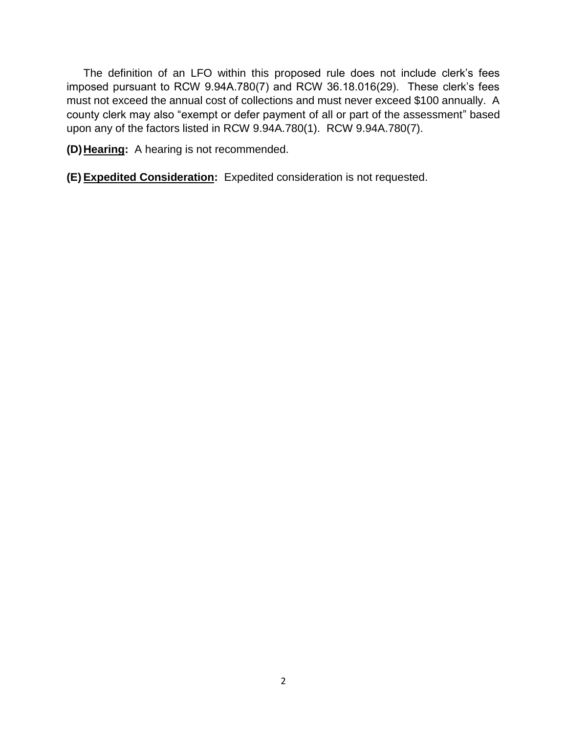The definition of an LFO within this proposed rule does not include clerk's fees imposed pursuant to RCW 9.94A.780(7) and RCW 36.18.016(29). These clerk's fees must not exceed the annual cost of collections and must never exceed $100 annually. A county clerk may also "exempt or defer payment of all or part of the assessment" based upon any of the factors listed in RCW 9.94A.780(1). RCW 9.94A.780(7).

**(D) <u>Hearing</u>:** A hearing is not recommended.

**(E) <u>Expedited Consideration</u>:** Expedited consideration is not requested.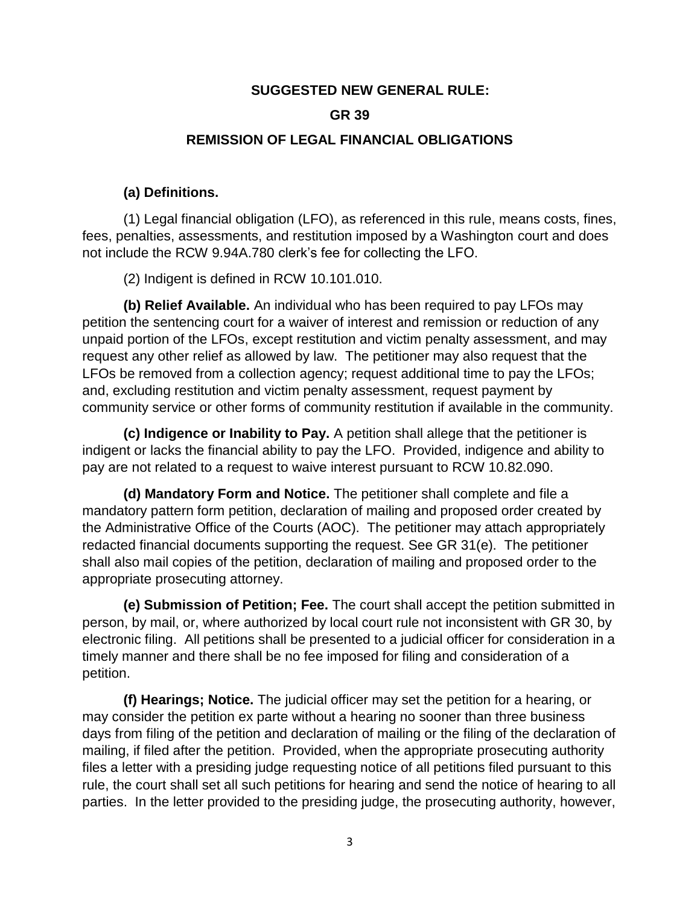## SUGGESTED NEW GENERAL RULE:

## GR 39

## REMISSION OF LEGAL FINANCIAL OBLIGATIONS

**(a) Definitions.**

(1) Legal financial obligation (LFO), as referenced in this rule, means costs, fines, fees, penalties, assessments, and restitution imposed by a Washington court and does not include the RCW 9.94A.780 clerk's fee for collecting the LFO.

(2) Indigent is defined in RCW 10.101.010.

**(b) Relief Available.** An individual who has been required to pay LFOs may petition the sentencing court for a waiver of interest and remission or reduction of any unpaid portion of the LFOs, except restitution and victim penalty assessment, and may request any other relief as allowed by law. The petitioner may also request that the LFOs be removed from a collection agency; request additional time to pay the LFOs; and, excluding restitution and victim penalty assessment, request payment by community service or other forms of community restitution if available in the community.

**(c) Indigence or Inability to Pay.** A petition shall allege that the petitioner is indigent or lacks the financial ability to pay the LFO. Provided, indigence and ability to pay are not related to a request to waive interest pursuant to RCW 10.82.090.

**(d) Mandatory Form and Notice.** The petitioner shall complete and file a mandatory pattern form petition, declaration of mailing and proposed order created by the Administrative Office of the Courts (AOC). The petitioner may attach appropriately redacted financial documents supporting the request. See GR 31(e). The petitioner shall also mail copies of the petition, declaration of mailing and proposed order to the appropriate prosecuting attorney.

**(e) Submission of Petition; Fee.** The court shall accept the petition submitted in person, by mail, or, where authorized by local court rule not inconsistent with GR 30, by electronic filing. All petitions shall be presented to a judicial officer for consideration in a timely manner and there shall be no fee imposed for filing and consideration of a petition.

**(f) Hearings; Notice.** The judicial officer may set the petition for a hearing, or may consider the petition ex parte without a hearing no sooner than three business days from filing of the petition and declaration of mailing or the filing of the declaration of mailing, if filed after the petition. Provided, when the appropriate prosecuting authority files a letter with a presiding judge requesting notice of all petitions filed pursuant to this rule, the court shall set all such petitions for hearing and send the notice of hearing to all parties. In the letter provided to the presiding judge, the prosecuting authority, however,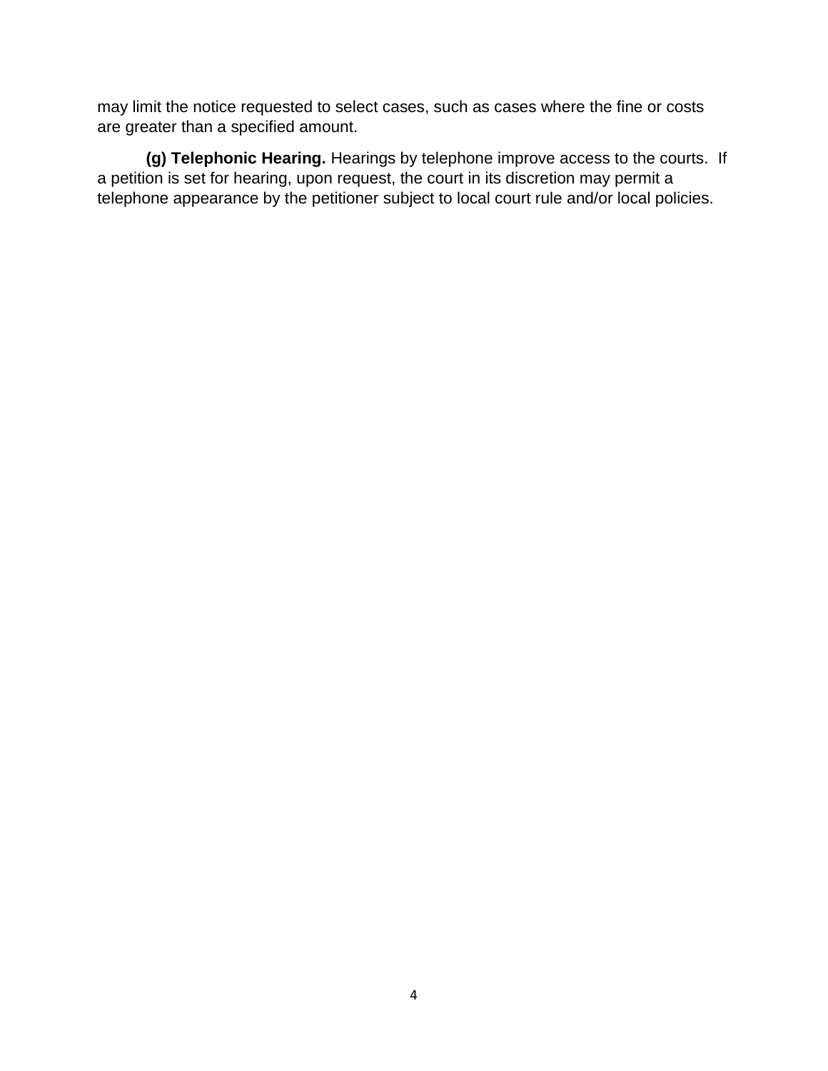may limit the notice requested to select cases, such as cases where the fine or costs are greater than a specified amount.

**(g) Telephonic Hearing.** Hearings by telephone improve access to the courts. If a petition is set for hearing, upon request, the court in its discretion may permit a telephone appearance by the petitioner subject to local court rule and/or local policies.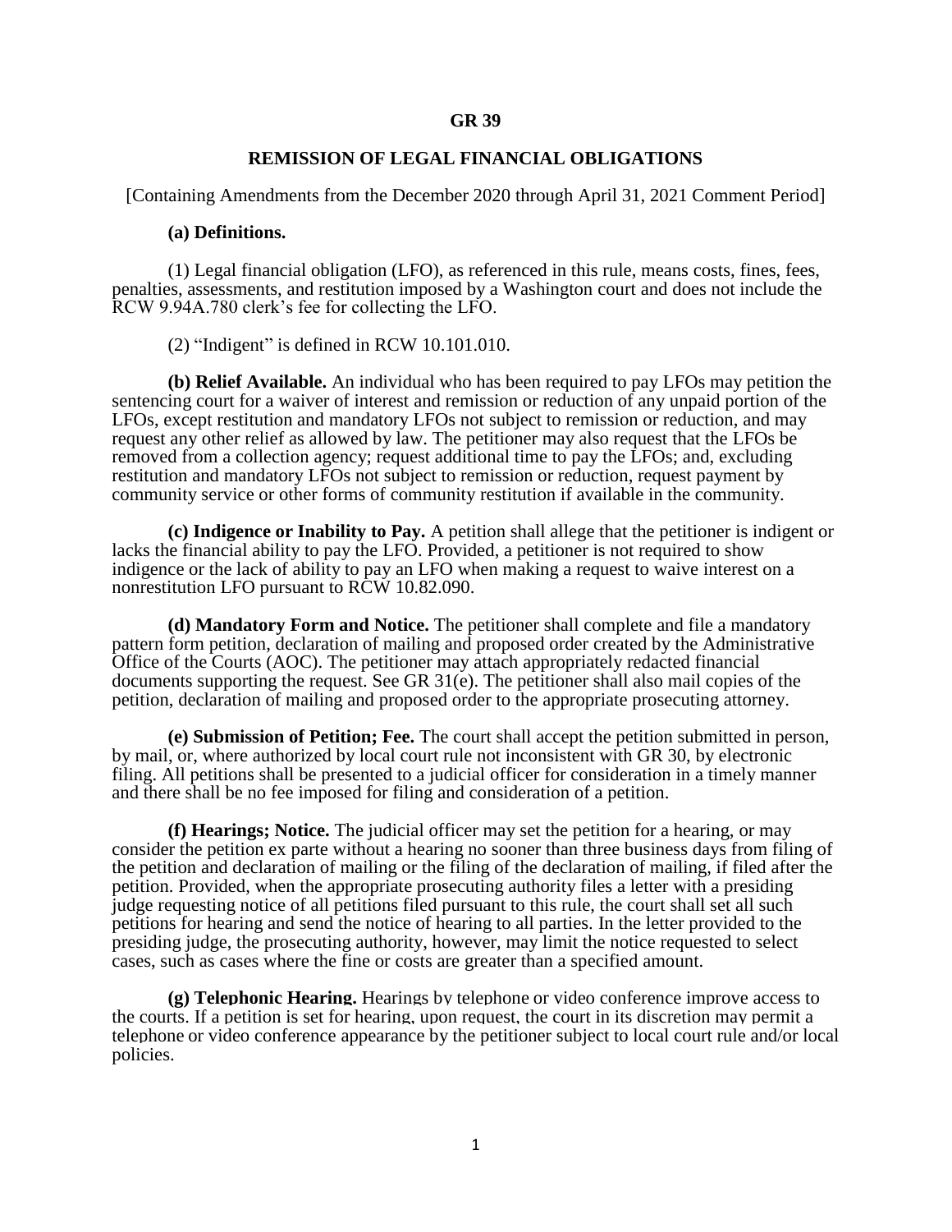**GR 39**

**REMISSION OF LEGAL FINANCIAL OBLIGATIONS**

[Containing Amendments from the December 2020 through April 31, 2021 Comment Period]

**(a) Definitions.**

(1) Legal financial obligation (LFO), as referenced in this rule, means costs, fines, fees, penalties, assessments, and restitution imposed by a Washington court and does not include the RCW 9.94A.780 clerk's fee for collecting the LFO.

(2) "Indigent" is defined in RCW 10.101.010.

**(b) Relief Available.** An individual who has been required to pay LFOs may petition the sentencing court for a waiver of interest and remission or reduction of any unpaid portion of the LFOs, except restitution and mandatory LFOs not subject to remission or reduction, and may request any other relief as allowed by law. The petitioner may also request that the LFOs be removed from a collection agency; request additional time to pay the LFOs; and, excluding restitution and mandatory LFOs not subject to remission or reduction, request payment by community service or other forms of community restitution if available in the community.

**(c) Indigence or Inability to Pay.** A petition shall allege that the petitioner is indigent or lacks the financial ability to pay the LFO. Provided, a petitioner is not required to show indigence or the lack of ability to pay an LFO when making a request to waive interest on a nonrestitution LFO pursuant to RCW 10.82.090.

**(d) Mandatory Form and Notice.** The petitioner shall complete and file a mandatory pattern form petition, declaration of mailing and proposed order created by the Administrative Office of the Courts (AOC). The petitioner may attach appropriately redacted financial documents supporting the request. See GR 31(e). The petitioner shall also mail copies of the petition, declaration of mailing and proposed order to the appropriate prosecuting attorney.

**(e) Submission of Petition; Fee.** The court shall accept the petition submitted in person, by mail, or, where authorized by local court rule not inconsistent with GR 30, by electronic filing. All petitions shall be presented to a judicial officer for consideration in a timely manner and there shall be no fee imposed for filing and consideration of a petition.

**(f) Hearings; Notice.** The judicial officer may set the petition for a hearing, or may consider the petition ex parte without a hearing no sooner than three business days from filing of the petition and declaration of mailing or the filing of the declaration of mailing, if filed after the petition. Provided, when the appropriate prosecuting authority files a letter with a presiding judge requesting notice of all petitions filed pursuant to this rule, the court shall set all such petitions for hearing and send the notice of hearing to all parties. In the letter provided to the presiding judge, the prosecuting authority, however, may limit the notice requested to select cases, such as cases where the fine or costs are greater than a specified amount.

**(g) Telephonic Hearing.** Hearings by telephone or video conference improve access to the courts. If a petition is set for hearing, upon request, the court in its discretion may permit a telephone or video conference appearance by the petitioner subject to local court rule and/or local policies.